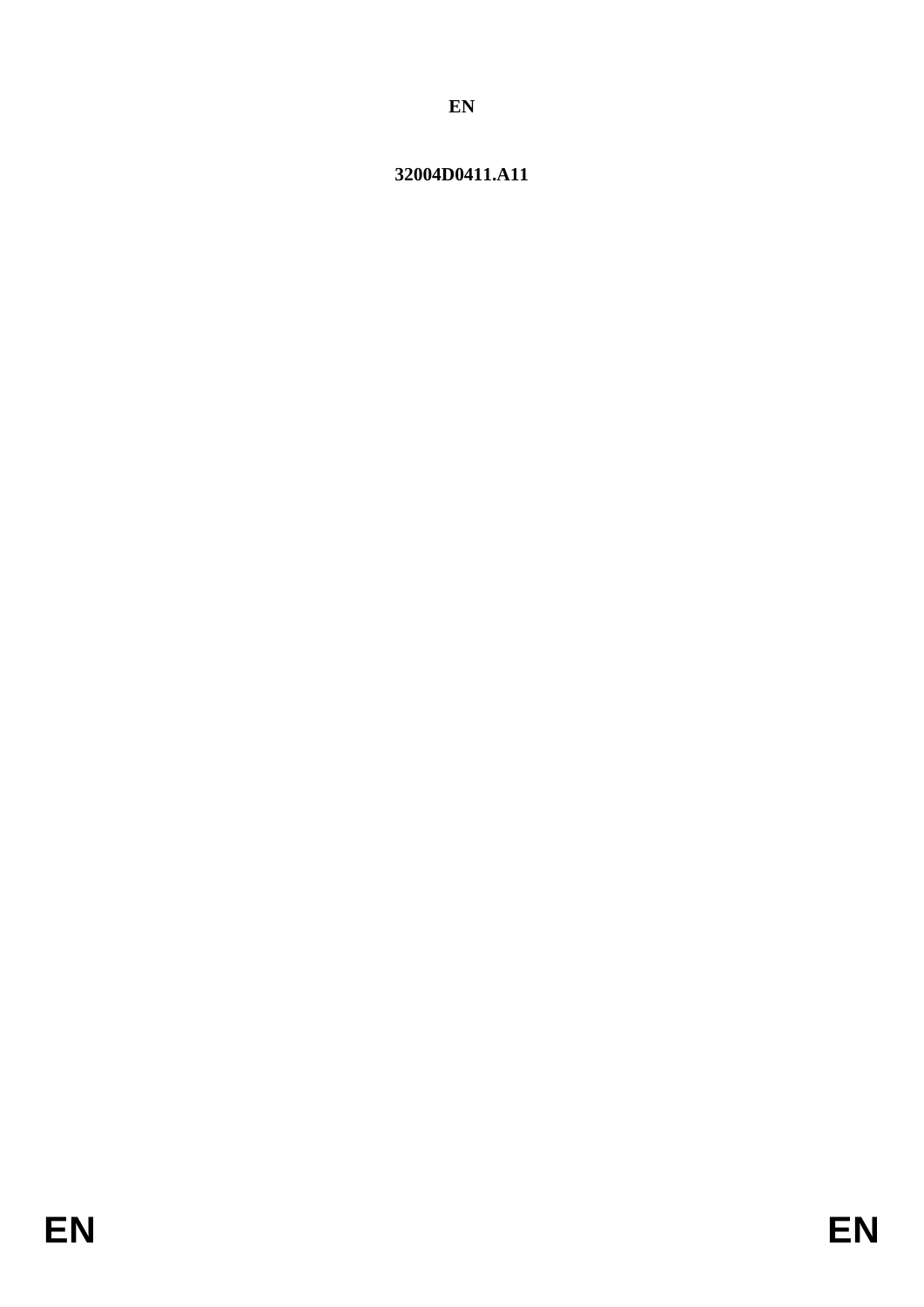**EN**

**32004D0411.A11**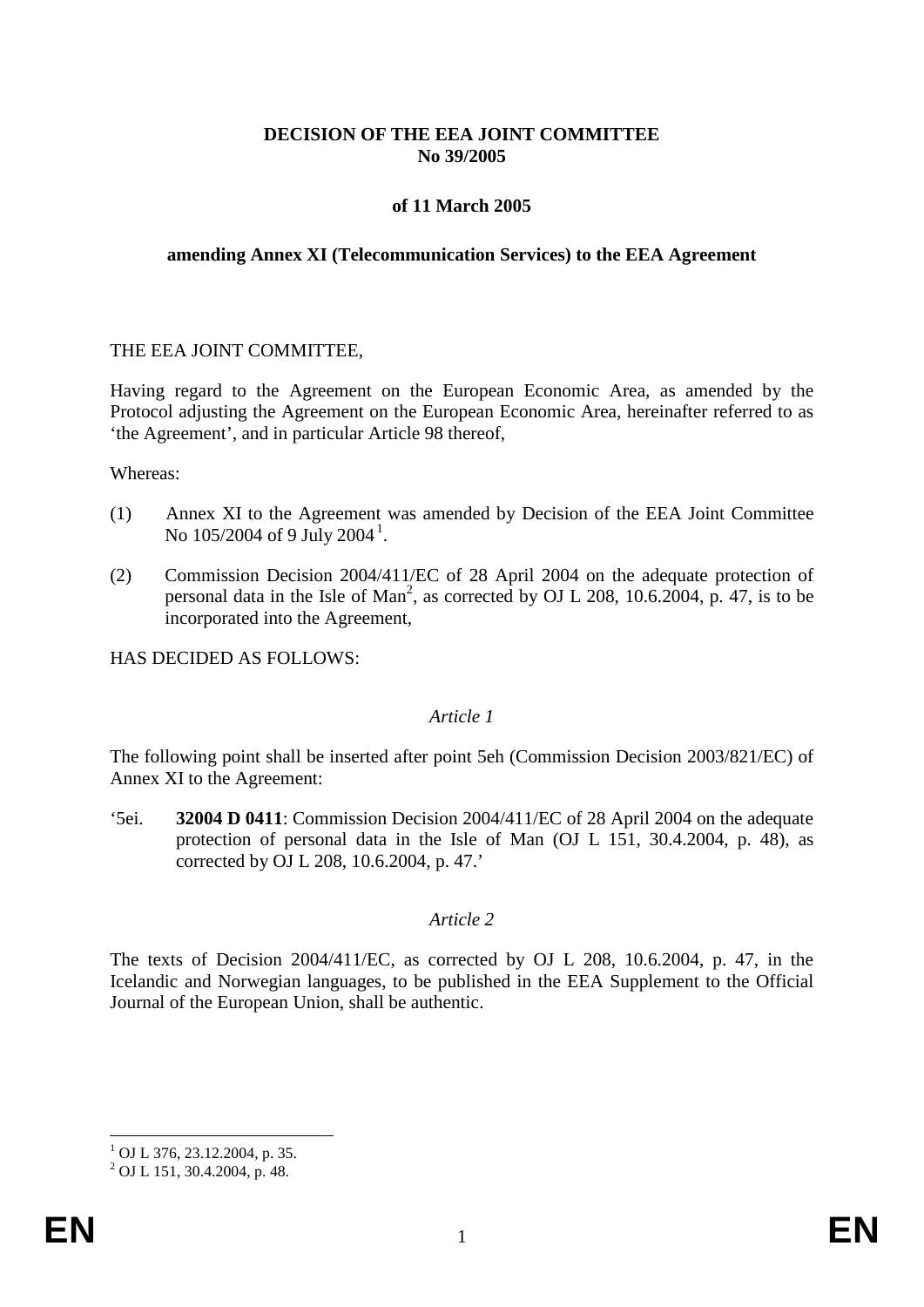**DECISION OF THE EEA JOINT COMMITTEE**
**No 39/2005**

**of 11 March 2005**

**amending Annex XI (Telecommunication Services) to the EEA Agreement**

THE EEA JOINT COMMITTEE,

Having regard to the Agreement on the European Economic Area, as amended by the Protocol adjusting the Agreement on the European Economic Area, hereinafter referred to as 'the Agreement', and in particular Article 98 thereof,

Whereas:

(1) Annex XI to the Agreement was amended by Decision of the EEA Joint Committee No 105/2004 of 9 July 2004[1].

(2) Commission Decision 2004/411/EC of 28 April 2004 on the adequate protection of personal data in the Isle of Man[2], as corrected by OJ L 208, 10.6.2004, p. 47, is to be incorporated into the Agreement,

HAS DECIDED AS FOLLOWS:

*Article 1*

The following point shall be inserted after point 5eh (Commission Decision 2003/821/EC) of Annex XI to the Agreement:

'5ei. **32004 D 0411**: Commission Decision 2004/411/EC of 28 April 2004 on the adequate protection of personal data in the Isle of Man (OJ L 151, 30.4.2004, p. 48), as corrected by OJ L 208, 10.6.2004, p. 47.'

*Article 2*

The texts of Decision 2004/411/EC, as corrected by OJ L 208, 10.6.2004, p. 47, in the Icelandic and Norwegian languages, to be published in the EEA Supplement to the Official Journal of the European Union, shall be authentic.

---

[1] OJ L 376, 23.12.2004, p. 35.

[2] OJ L 151, 30.4.2004, p. 48.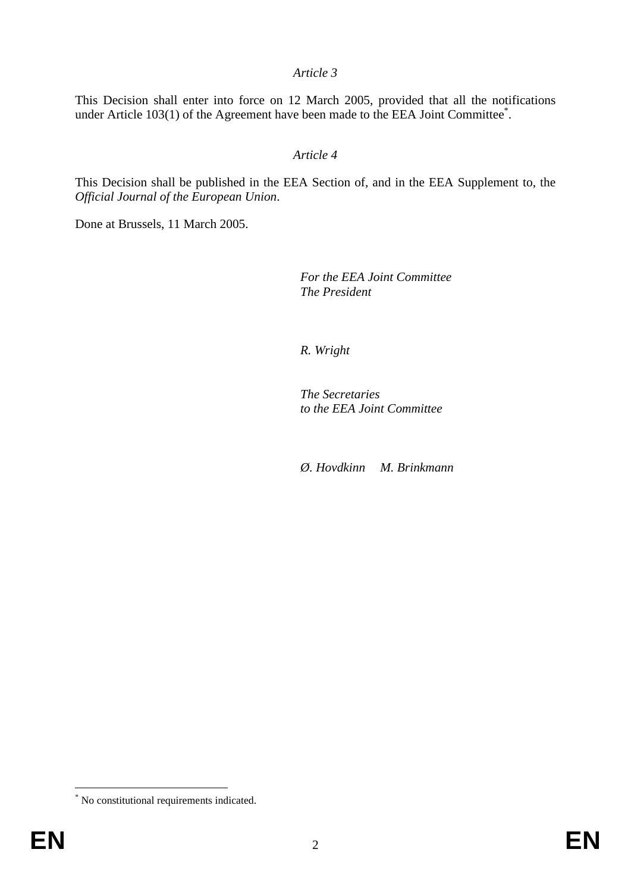*Article 3*

This Decision shall enter into force on 12 March 2005, provided that all the notifications under Article 103(1) of the Agreement have been made to the EEA Joint Committee[*].

*Article 4*

This Decision shall be published in the EEA Section of, and in the EEA Supplement to, the *Official Journal of the European Union*.

Done at Brussels, 11 March 2005.

*For the EEA Joint Committee*
*The President*

*R. Wright*

*The Secretaries*
*to the EEA Joint Committee*

*Ø. Hovdkinn M. Brinkmann*

[*] No constitutional requirements indicated.